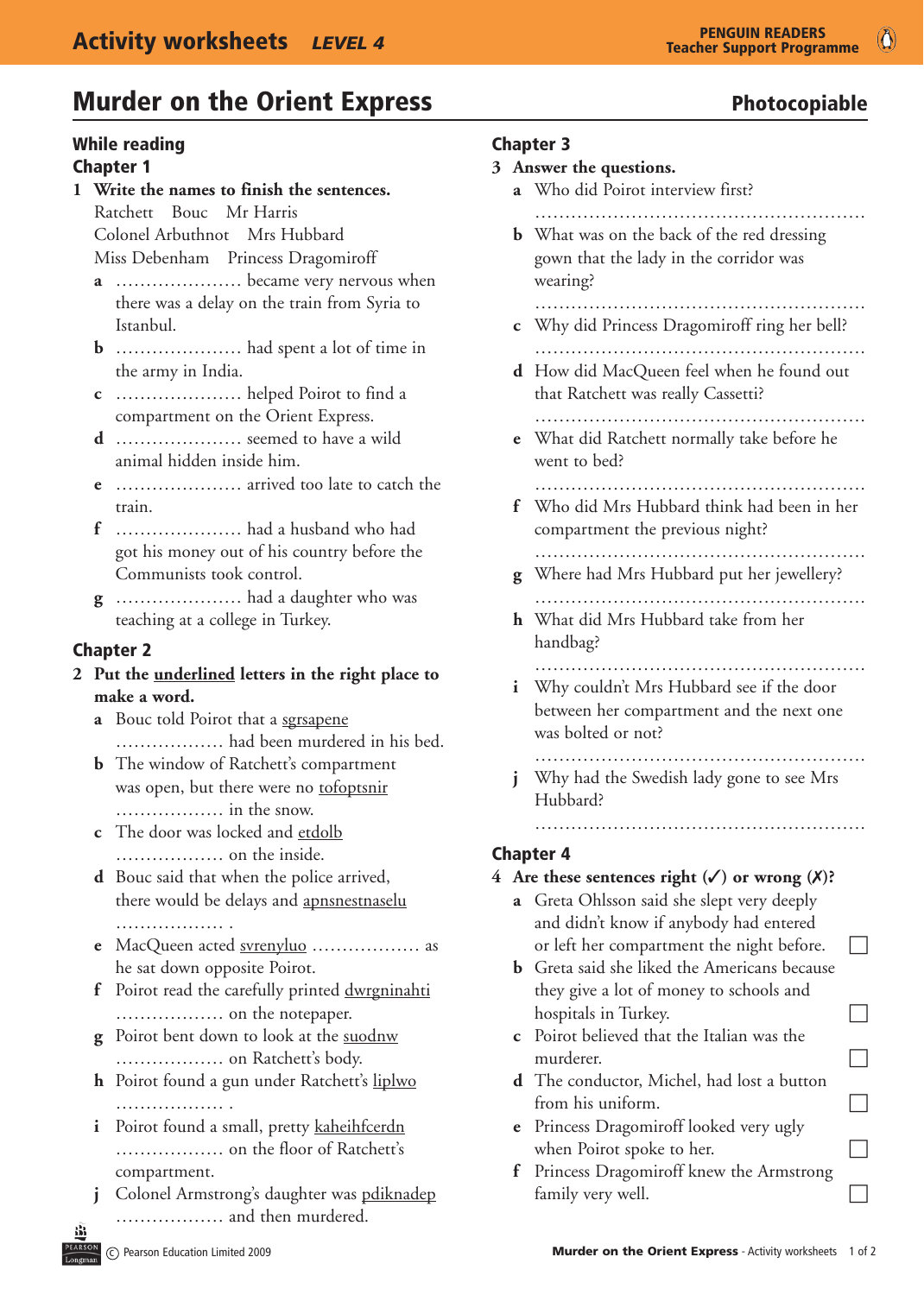# Murder on the Orient Express

**Photocopiable**

## While reading

### Chapter 1

**1 Write the names to finish the sentences.**

Ratchett    Bouc    Mr Harris
Colonel Arbuthnot    Mrs Hubbard
Miss Debenham    Princess Dragomiroff

- **a** ..................... became very nervous when there was a delay on the train from Syria to Istanbul.
- **b** ..................... had spent a lot of time in the army in India.
- **c** ..................... helped Poirot to find a compartment on the Orient Express.
- **d** ..................... seemed to have a wild animal hidden inside him.
- **e** ..................... arrived too late to catch the train.
- **f** ..................... had a husband who had got his money out of his country before the Communists took control.
- **g** ..................... had a daughter who was teaching at a college in Turkey.

### Chapter 2

**2 Put the <u>underlined</u> letters in the right place to make a word.**

- **a** Bouc told Poirot that a <u>sgrsapene</u> .................. had been murdered in his bed.
- **b** The window of Ratchett's compartment was open, but there were no <u>tofoptsnir</u> .................. in the snow.
- **c** The door was locked and <u>etdolb</u> .................. on the inside.
- **d** Bouc said that when the police arrived, there would be delays and <u>apnsnestnaselu</u> .................. .
- **e** MacQueen acted <u>svrenyluo</u> .................. as he sat down opposite Poirot.
- **f** Poirot read the carefully printed <u>dwrgninahti</u> .................. on the notepaper.
- **g** Poirot bent down to look at the <u>suodnw</u> .................. on Ratchett's body.
- **h** Poirot found a gun under Ratchett's <u>liplwo</u> .................. .
- **i** Poirot found a small, pretty <u>kaheihfcerdn</u> .................. on the floor of Ratchett's compartment.
- **j** Colonel Armstrong's daughter was <u>pdiknadep</u> .................. and then murdered.

### Chapter 3

**3 Answer the questions.**

- **a** Who did Poirot interview first?
  ......................................................
- **b** What was on the back of the red dressing gown that the lady in the corridor was wearing?
  ......................................................
- **c** Why did Princess Dragomiroff ring her bell?
  ......................................................
- **d** How did MacQueen feel when he found out that Ratchett was really Cassetti?
  ......................................................
- **e** What did Ratchett normally take before he went to bed?
  ......................................................
- **f** Who did Mrs Hubbard think had been in her compartment the previous night?
  ......................................................
- **g** Where had Mrs Hubbard put her jewellery?
  ......................................................
- **h** What did Mrs Hubbard take from her handbag?
  ......................................................
- **i** Why couldn't Mrs Hubbard see if the door between her compartment and the next one was bolted or not?
  ......................................................
- **j** Why had the Swedish lady gone to see Mrs Hubbard?
  ......................................................

### Chapter 4

**4 Are these sentences right (✓) or wrong (✗)?**

- **a** Greta Ohlsson said she slept very deeply and didn't know if anybody had entered or left her compartment the night before. ☐
- **b** Greta said she liked the Americans because they give a lot of money to schools and hospitals in Turkey. ☐
- **c** Poirot believed that the Italian was the murderer. ☐
- **d** The conductor, Michel, had lost a button from his uniform. ☐
- **e** Princess Dragomiroff looked very ugly when Poirot spoke to her. ☐
- **f** Princess Dragomiroff knew the Armstrong family very well. ☐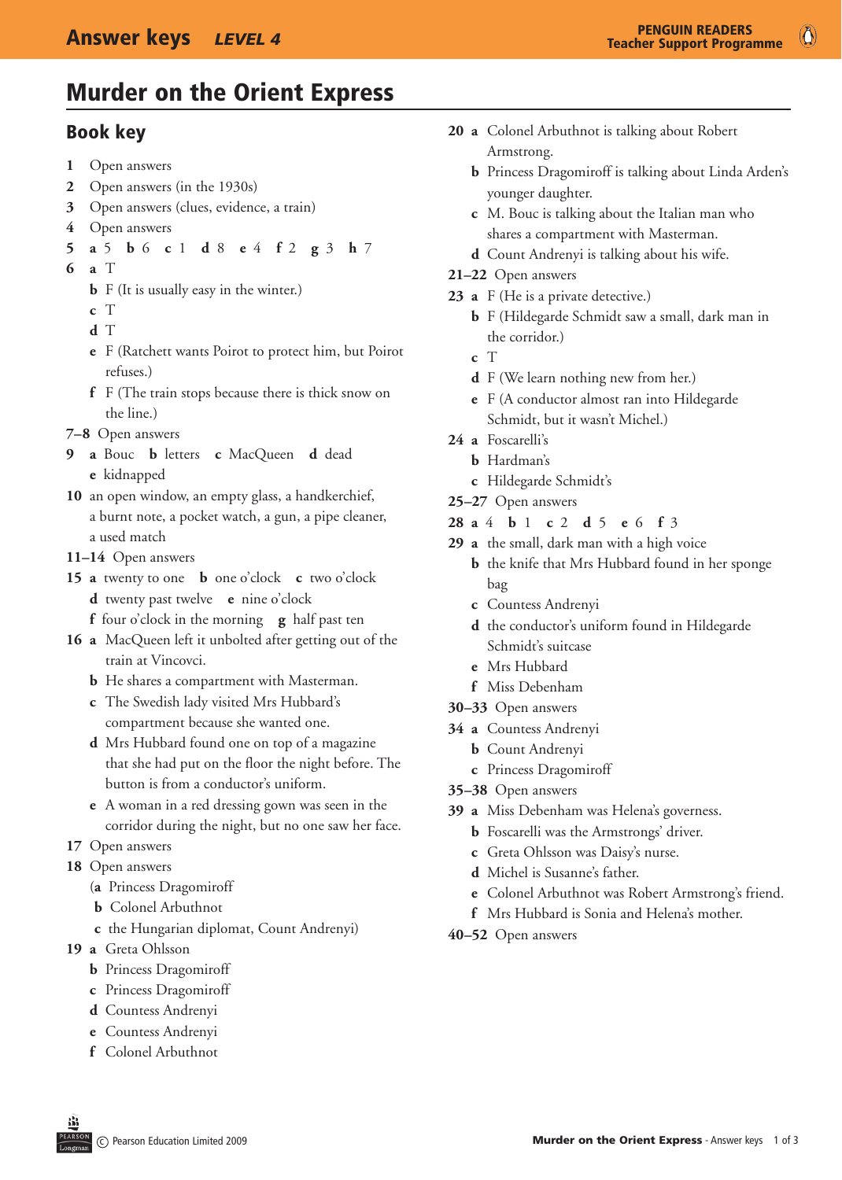# Murder on the Orient Express

## Book key

1 Open answers

2 Open answers (in the 1930s)

3 Open answers (clues, evidence, a train)

4 Open answers

5 **a** 5 **b** 6 **c** 1 **d** 8 **e** 4 **f** 2 **g** 3 **h** 7

6 **a** T
- **b** F (It is usually easy in the winter.)
- **c** T
- **d** T
- **e** F (Ratchett wants Poirot to protect him, but Poirot refuses.)
- **f** F (The train stops because there is thick snow on the line.)

7–8 Open answers

9 **a** Bouc **b** letters **c** MacQueen **d** dead
- **e** kidnapped

10 an open window, an empty glass, a handkerchief, a burnt note, a pocket watch, a gun, a pipe cleaner, a used match

11–14 Open answers

15 **a** twenty to one **b** one o'clock **c** two o'clock
- **d** twenty past twelve **e** nine o'clock
- **f** four o'clock in the morning **g** half past ten

16 **a** MacQueen left it unbolted after getting out of the train at Vincovci.
- **b** He shares a compartment with Masterman.
- **c** The Swedish lady visited Mrs Hubbard's compartment because she wanted one.
- **d** Mrs Hubbard found one on top of a magazine that she had put on the floor the night before. The button is from a conductor's uniform.
- **e** A woman in a red dressing gown was seen in the corridor during the night, but no one saw her face.

17 Open answers

18 Open answers
- (**a** Princess Dragomiroff
- **b** Colonel Arbuthnot
- **c** the Hungarian diplomat, Count Andrenyi)

19 **a** Greta Ohlsson
- **b** Princess Dragomiroff
- **c** Princess Dragomiroff
- **d** Countess Andrenyi
- **e** Countess Andrenyi
- **f** Colonel Arbuthnot

20 **a** Colonel Arbuthnot is talking about Robert Armstrong.
- **b** Princess Dragomiroff is talking about Linda Arden's younger daughter.
- **c** M. Bouc is talking about the Italian man who shares a compartment with Masterman.
- **d** Count Andrenyi is talking about his wife.

21–22 Open answers

23 **a** F (He is a private detective.)
- **b** F (Hildegarde Schmidt saw a small, dark man in the corridor.)
- **c** T
- **d** F (We learn nothing new from her.)
- **e** F (A conductor almost ran into Hildegarde Schmidt, but it wasn't Michel.)

24 **a** Foscarelli's
- **b** Hardman's
- **c** Hildegarde Schmidt's

25–27 Open answers

28 **a** 4 **b** 1 **c** 2 **d** 5 **e** 6 **f** 3

29 **a** the small, dark man with a high voice
- **b** the knife that Mrs Hubbard found in her sponge bag
- **c** Countess Andrenyi
- **d** the conductor's uniform found in Hildegarde Schmidt's suitcase
- **e** Mrs Hubbard
- **f** Miss Debenham

30–33 Open answers

34 **a** Countess Andrenyi
- **b** Count Andrenyi
- **c** Princess Dragomiroff

35–38 Open answers

39 **a** Miss Debenham was Helena's governess.
- **b** Foscarelli was the Armstrongs' driver.
- **c** Greta Ohlsson was Daisy's nurse.
- **d** Michel is Susanne's father.
- **e** Colonel Arbuthnot was Robert Armstrong's friend.
- **f** Mrs Hubbard is Sonia and Helena's mother.

40–52 Open answers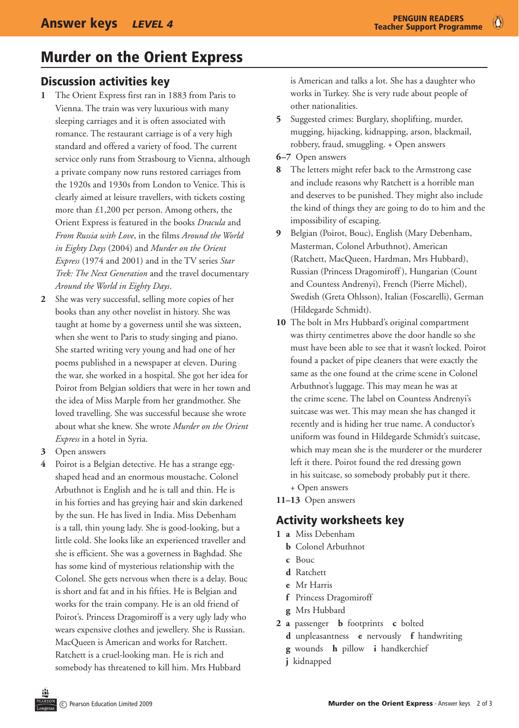# Murder on the Orient Express

## Discussion activities key

1. The Orient Express first ran in 1883 from Paris to Vienna. The train was very luxurious with many sleeping carriages and it is often associated with romance. The restaurant carriage is of a very high standard and offered a variety of food. The current service only runs from Strasbourg to Vienna, although a private company now runs restored carriages from the 1920s and 1930s from London to Venice. This is clearly aimed at leisure travellers, with tickets costing more than £1,200 per person. Among others, the Orient Express is featured in the books *Dracula* and *From Russia with Love*, in the films *Around the World in Eighty Days* (2004) and *Murder on the Orient Express* (1974 and 2001) and in the TV series *Star Trek: The Next Generation* and the travel documentary *Around the World in Eighty Days*.
2. She was very successful, selling more copies of her books than any other novelist in history. She was taught at home by a governess until she was sixteen, when she went to Paris to study singing and piano. She started writing very young and had one of her poems published in a newspaper at eleven. During the war, she worked in a hospital. She got her idea for Poirot from Belgian soldiers that were in her town and the idea of Miss Marple from her grandmother. She loved travelling. She was successful because she wrote about what she knew. She wrote *Murder on the Orient Express* in a hotel in Syria.
3. Open answers
4. Poirot is a Belgian detective. He has a strange egg-shaped head and an enormous moustache. Colonel Arbuthnot is English and he is tall and thin. He is in his forties and has greying hair and skin darkened by the sun. He has lived in India. Miss Debenham is a tall, thin young lady. She is good-looking, but a little cold. She looks like an experienced traveller and she is efficient. She was a governess in Baghdad. She has some kind of mysterious relationship with the Colonel. She gets nervous when there is a delay. Bouc is short and fat and in his fifties. He is Belgian and works for the train company. He is an old friend of Poirot's. Princess Dragomiroff is a very ugly lady who wears expensive clothes and jewellery. She is Russian. MacQueen is American and works for Ratchett. Ratchett is a cruel-looking man. He is rich and somebody has threatened to kill him. Mrs Hubbard is American and talks a lot. She has a daughter who works in Turkey. She is very rude about people of other nationalities.
5. Suggested crimes: Burglary, shoplifting, murder, mugging, hijacking, kidnapping, arson, blackmail, robbery, fraud, smuggling. + Open answers

6–7 Open answers

8. The letters might refer back to the Armstrong case and include reasons why Ratchett is a horrible man and deserves to be punished. They might also include the kind of things they are going to do to him and the impossibility of escaping.
9. Belgian (Poirot, Bouc), English (Mary Debenham, Masterman, Colonel Arbuthnot), American (Ratchett, MacQueen, Hardman, Mrs Hubbard), Russian (Princess Dragomiroff), Hungarian (Count and Countess Andrenyi), French (Pierre Michel), Swedish (Greta Ohlsson), Italian (Foscarelli), German (Hildegarde Schmidt).
10. The bolt in Mrs Hubbard's original compartment was thirty centimetres above the door handle so she must have been able to see that it wasn't locked. Poirot found a packet of pipe cleaners that were exactly the same as the one found at the crime scene in Colonel Arbuthnot's luggage. This may mean he was at the crime scene. The label on Countess Andrenyi's suitcase was wet. This may mean she has changed it recently and is hiding her true name. A conductor's uniform was found in Hildegarde Schmidt's suitcase, which may mean she is the murderer or the murderer left it there. Poirot found the red dressing gown in his suitcase, so somebody probably put it there. + Open answers

11–13 Open answers

## Activity worksheets key

1. **a** Miss Debenham
   **b** Colonel Arbuthnot
   **c** Bouc
   **d** Ratchett
   **e** Mr Harris
   **f** Princess Dragomiroff
   **g** Mrs Hubbard
2. **a** passenger **b** footprints **c** bolted
   **d** unpleasantness **e** nervously **f** handwriting
   **g** wounds **h** pillow **i** handkerchief
   **j** kidnapped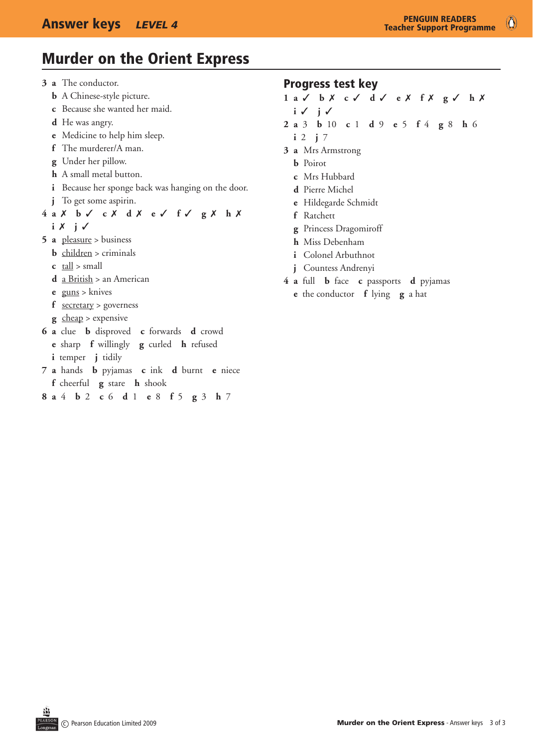# Murder on the Orient Express

3 **a** The conductor.
**b** A Chinese-style picture.
**c** Because she wanted her maid.
**d** He was angry.
**e** Medicine to help him sleep.
**f** The murderer/A man.
**g** Under her pillow.
**h** A small metal button.
**i** Because her sponge back was hanging on the door.
**j** To get some aspirin.

4 **a** ✗ **b** ✓ **c** ✗ **d** ✗ **e** ✓ **f** ✓ **g** ✗ **h** ✗ **i** ✗ **j** ✓

5 **a** <u>pleasure</u> > business
**b** <u>children</u> > criminals
**c** <u>tall</u> > small
**d** <u>a British</u> > an American
**e** <u>guns</u> > knives
**f** <u>secretary</u> > governess
**g** <u>cheap</u> > expensive

6 **a** clue **b** disproved **c** forwards **d** crowd **e** sharp **f** willingly **g** curled **h** refused **i** temper **j** tidily

7 **a** hands **b** pyjamas **c** ink **d** burnt **e** niece **f** cheerful **g** stare **h** shook

8 **a** 4 **b** 2 **c** 6 **d** 1 **e** 8 **f** 5 **g** 3 **h** 7

## Progress test key

1 **a** ✓ **b** ✗ **c** ✓ **d** ✓ **e** ✗ **f** ✗ **g** ✓ **h** ✗ **i** ✓ **j** ✓

2 **a** 3 **b** 10 **c** 1 **d** 9 **e** 5 **f** 4 **g** 8 **h** 6 **i** 2 **j** 7

3 **a** Mrs Armstrong
**b** Poirot
**c** Mrs Hubbard
**d** Pierre Michel
**e** Hildegarde Schmidt
**f** Ratchett
**g** Princess Dragomiroff
**h** Miss Debenham
**i** Colonel Arbuthnot
**j** Countess Andrenyi

4 **a** full **b** face **c** passports **d** pyjamas **e** the conductor **f** lying **g** a hat

© Pearson Education Limited 2009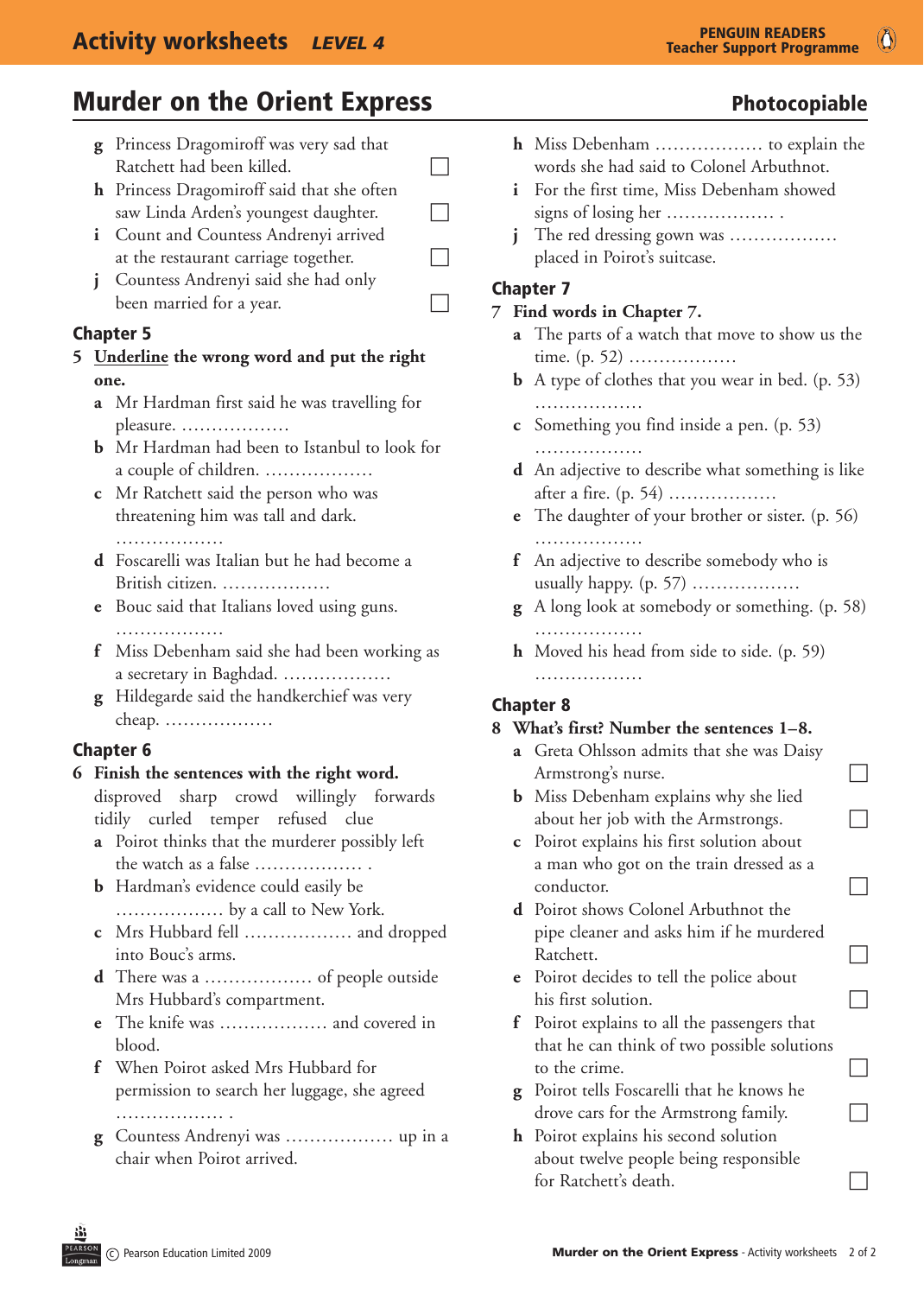# Murder on the Orient Express

**Photocopiable**

- **g** Princess Dragomiroff was very sad that Ratchett had been killed. ☐
- **h** Princess Dragomiroff said that she often saw Linda Arden's youngest daughter. ☐
- **i** Count and Countess Andrenyi arrived at the restaurant carriage together. ☐
- **j** Countess Andrenyi said she had only been married for a year. ☐

## Chapter 5

**5 Underline the wrong word and put the right one.**

- **a** Mr Hardman first said he was travelling for pleasure. ..................
- **b** Mr Hardman had been to Istanbul to look for a couple of children. ..................
- **c** Mr Ratchett said the person who was threatening him was tall and dark. ..................
- **d** Foscarelli was Italian but he had become a British citizen. ..................
- **e** Bouc said that Italians loved using guns. ..................
- **f** Miss Debenham said she had been working as a secretary in Baghdad. ..................
- **g** Hildegarde said the handkerchief was very cheap. ..................

## Chapter 6

**6 Finish the sentences with the right word.**

disproved   sharp   crowd   willingly   forwards
tidily   curled   temper   refused   clue

- **a** Poirot thinks that the murderer possibly left the watch as a false .................. .
- **b** Hardman's evidence could easily be .................. by a call to New York.
- **c** Mrs Hubbard fell .................. and dropped into Bouc's arms.
- **d** There was a .................. of people outside Mrs Hubbard's compartment.
- **e** The knife was .................. and covered in blood.
- **f** When Poirot asked Mrs Hubbard for permission to search her luggage, she agreed .................. .
- **g** Countess Andrenyi was .................. up in a chair when Poirot arrived.
- **h** Miss Debenham .................. to explain the words she had said to Colonel Arbuthnot.
- **i** For the first time, Miss Debenham showed signs of losing her .................. .
- **j** The red dressing gown was .................. placed in Poirot's suitcase.

## Chapter 7

**7 Find words in Chapter 7.**

- **a** The parts of a watch that move to show us the time. (p. 52) ..................
- **b** A type of clothes that you wear in bed. (p. 53) ..................
- **c** Something you find inside a pen. (p. 53) ..................
- **d** An adjective to describe what something is like after a fire. (p. 54) ..................
- **e** The daughter of your brother or sister. (p. 56) ..................
- **f** An adjective to describe somebody who is usually happy. (p. 57) ..................
- **g** A long look at somebody or something. (p. 58) ..................
- **h** Moved his head from side to side. (p. 59) ..................

## Chapter 8

**8 What's first? Number the sentences 1–8.**

- **a** Greta Ohlsson admits that she was Daisy Armstrong's nurse. ☐
- **b** Miss Debenham explains why she lied about her job with the Armstrongs. ☐
- **c** Poirot explains his first solution about a man who got on the train dressed as a conductor. ☐
- **d** Poirot shows Colonel Arbuthnot the pipe cleaner and asks him if he murdered Ratchett. ☐
- **e** Poirot decides to tell the police about his first solution. ☐
- **f** Poirot explains to all the passengers that he can think of two possible solutions to the crime. ☐
- **g** Poirot tells Foscarelli that he knows he drove cars for the Armstrong family. ☐
- **h** Poirot explains his second solution about twelve people being responsible for Ratchett's death. ☐

© Pearson Education Limited 2009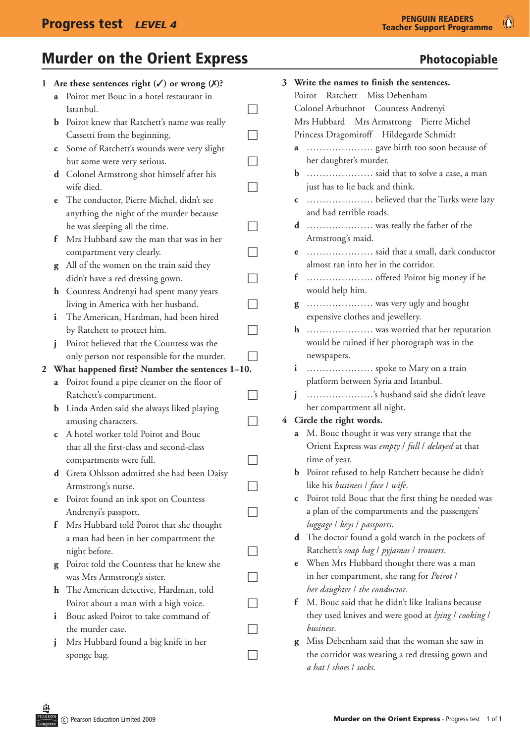# Progress test *LEVEL 4*

## Murder on the Orient Express

**Photocopiable**

**1 Are these sentences right (✓) or wrong (✗)?**

**a** Poirot met Bouc in a hotel restaurant in Istanbul. ☐

**b** Poirot knew that Ratchett's name was really Cassetti from the beginning. ☐

**c** Some of Ratchett's wounds were very slight but some were very serious. ☐

**d** Colonel Armstrong shot himself after his wife died. ☐

**e** The conductor, Pierre Michel, didn't see anything the night of the murder because he was sleeping all the time. ☐

**f** Mrs Hubbard saw the man that was in her compartment very clearly. ☐

**g** All of the women on the train said they didn't have a red dressing gown. ☐

**h** Countess Andrenyi had spent many years living in America with her husband. ☐

**i** The American, Hardman, had been hired by Ratchett to protect him. ☐

**j** Poirot believed that the Countess was the only person not responsible for the murder. ☐

**2 What happened first? Number the sentences 1–10.**

**a** Poirot found a pipe cleaner on the floor of Ratchett's compartment. ☐

**b** Linda Arden said she always liked playing amusing characters. ☐

**c** A hotel worker told Poirot and Bouc that all the first-class and second-class compartments were full. ☐

**d** Greta Ohlsson admitted she had been Daisy Armstrong's nurse. ☐

**e** Poirot found an ink spot on Countess Andrenyi's passport. ☐

**f** Mrs Hubbard told Poirot that she thought a man had been in her compartment the night before. ☐

**g** Poirot told the Countess that he knew she was Mrs Armstrong's sister. ☐

**h** The American detective, Hardman, told Poirot about a man with a high voice. ☐

**i** Bouc asked Poirot to take command of the murder case. ☐

**j** Mrs Hubbard found a big knife in her sponge bag. ☐

**3 Write the names to finish the sentences.**

Poirot   Ratchett   Miss Debenham
Colonel Arbuthnot   Countess Andrenyi
Mrs Hubbard   Mrs Armstrong   Pierre Michel
Princess Dragomiroff   Hildegarde Schmidt

**a** ..................... gave birth too soon because of her daughter's murder.

**b** ..................... said that to solve a case, a man just has to lie back and think.

**c** ..................... believed that the Turks were lazy and had terrible roads.

**d** ..................... was really the father of the Armstrong's maid.

**e** ..................... said that a small, dark conductor almost ran into her in the corridor.

**f** ..................... offered Poirot big money if he would help him.

**g** ..................... was very ugly and bought expensive clothes and jewellery.

**h** ..................... was worried that her reputation would be ruined if her photograph was in the newspapers.

**i** ..................... spoke to Mary on a train platform between Syria and Istanbul.

**j** .....................'s husband said she didn't leave her compartment all night.

**4 Circle the right words.**

**a** M. Bouc thought it was very strange that the Orient Express was *empty* / *full* / *delayed* at that time of year.

**b** Poirot refused to help Ratchett because he didn't like his *business* / *face* / *wife*.

**c** Poirot told Bouc that the first thing he needed was a plan of the compartments and the passengers' *luggage* / *keys* / *passports*.

**d** The doctor found a gold watch in the pockets of Ratchett's *soap bag* / *pyjamas* / *trousers*.

**e** When Mrs Hubbard thought there was a man in her compartment, she rang for *Poirot* / *her daughter* / *the conductor*.

**f** M. Bouc said that he didn't like Italians because they used knives and were good at *lying* / *cooking* / *business*.

**g** Miss Debenham said that the woman she saw in the corridor was wearing a red dressing gown and *a hat* / *shoes* / *socks*.

© Pearson Education Limited 2009